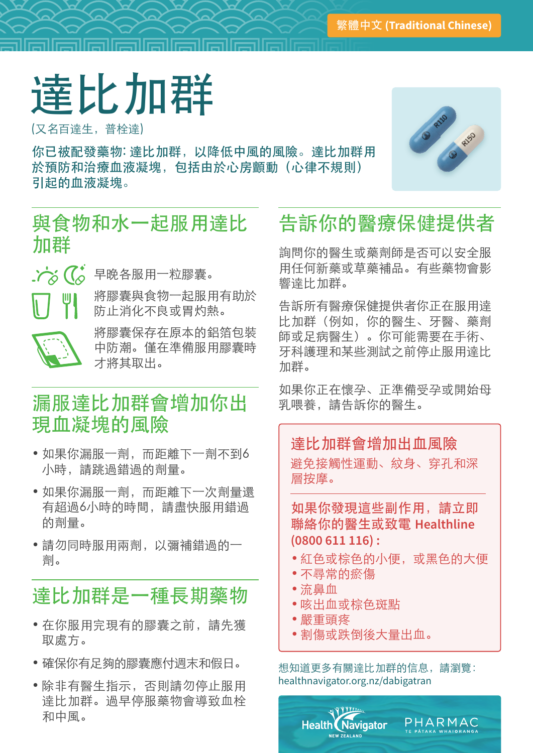繁體中文 (Traditional Chinese)

# 達比加群

(又名百達生，普栓達)

**你已被配發藥物: 達比加群，以降低中風的風險。達比加群用於預防和治療血液凝塊，包括由於心房顫動（心律不規則）引起的血液凝塊。**

## 與食物和水一起服用達比加群

早晚各服用一粒膠囊。

將膠囊與食物一起服用有助於防止消化不良或胃灼熱。

將膠囊保存在原本的鋁箔包裝中防潮。僅在準備服用膠囊時才將其取出。

## 漏服達比加群會增加你出現血凝塊的風險

- 如果你漏服一劑，而距離下一劑不到6小時，請跳過錯過的劑量。
- 如果你漏服一劑，而距離下一次劑量還有超過6小時的時間，請盡快服用錯過的劑量。
- 請勿同時服用兩劑，以彌補錯過的一劑。

## 達比加群是一種長期藥物

- 在你服用完現有的膠囊之前，請先獲取處方。
- 確保你有足夠的膠囊應付週末和假日。
- 除非有醫生指示，否則請勿停止服用達比加群。過早停服藥物會導致血栓和中風。

## 告訴你的醫療保健提供者

詢問你的醫生或藥劑師是否可以安全服用任何新藥或草藥補品。有些藥物會影響達比加群。

告訴所有醫療保健提供者你正在服用達比加群（例如，你的醫生、牙醫、藥劑師或足病醫生）。你可能需要在手術、牙科護理和某些測試之前停止服用達比加群。

如果你正在懷孕、正準備受孕或開始母乳喂養，請告訴你的醫生。

### 達比加群會增加出血風險

避免接觸性運動、紋身、穿孔和深層按摩。

**如果你發現這些副作用，請立即聯絡你的醫生或致電 Healthline (0800 611 116)：**

- 紅色或棕色的小便，或黑色的大便
- 不尋常的瘀傷
- 流鼻血
- 咳出血或棕色斑點
- 嚴重頭疼
- 割傷或跌倒後大量出血。

想知道更多有關達比加群的信息，請瀏覽：healthnavigator.org.nz/dabigatran

Health Navigator NEW ZEALAND　PHARMAC TE PĀTAKA WHAIORANGA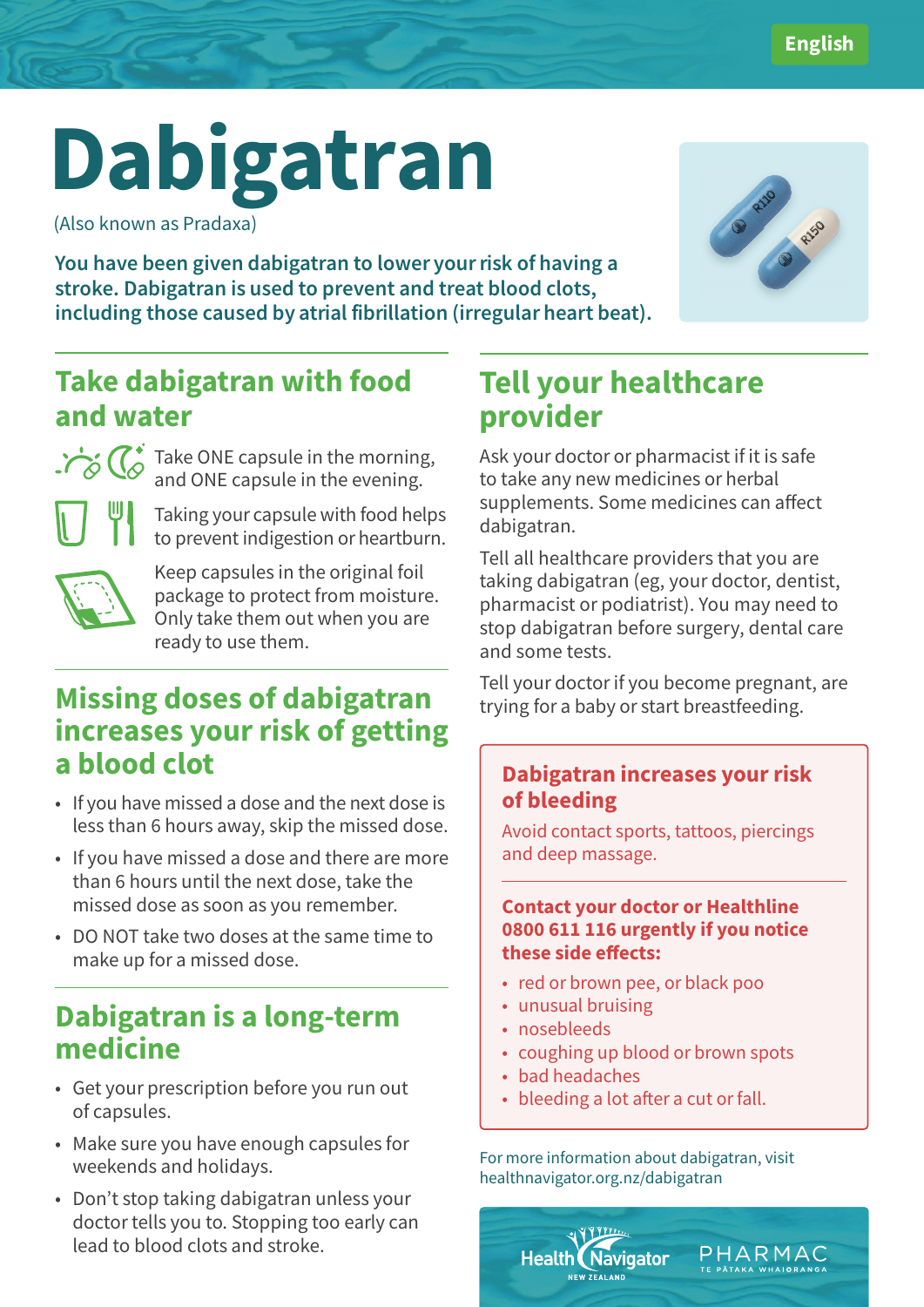English

# Dabigatran

(Also known as Pradaxa)

**You have been given dabigatran to lower your risk of having a stroke. Dabigatran is used to prevent and treat blood clots, including those caused by atrial fibrillation (irregular heart beat).**

## Take dabigatran with food and water

Take ONE capsule in the morning, and ONE capsule in the evening.

Taking your capsule with food helps to prevent indigestion or heartburn.

Keep capsules in the original foil package to protect from moisture. Only take them out when you are ready to use them.

## Missing doses of dabigatran increases your risk of getting a blood clot

- If you have missed a dose and the next dose is less than 6 hours away, skip the missed dose.
- If you have missed a dose and there are more than 6 hours until the next dose, take the missed dose as soon as you remember.
- DO NOT take two doses at the same time to make up for a missed dose.

## Dabigatran is a long-term medicine

- Get your prescription before you run out of capsules.
- Make sure you have enough capsules for weekends and holidays.
- Don't stop taking dabigatran unless your doctor tells you to. Stopping too early can lead to blood clots and stroke.

## Tell your healthcare provider

Ask your doctor or pharmacist if it is safe to take any new medicines or herbal supplements. Some medicines can affect dabigatran.

Tell all healthcare providers that you are taking dabigatran (eg, your doctor, dentist, pharmacist or podiatrist). You may need to stop dabigatran before surgery, dental care and some tests.

Tell your doctor if you become pregnant, are trying for a baby or start breastfeeding.

### Dabigatran increases your risk of bleeding

Avoid contact sports, tattoos, piercings and deep massage.

**Contact your doctor or Healthline 0800 611 116 urgently if you notice these side effects:**

- red or brown pee, or black poo
- unusual bruising
- nosebleeds
- coughing up blood or brown spots
- bad headaches
- bleeding a lot after a cut or fall.

For more information about dabigatran, visit healthnavigator.org.nz/dabigatran

Health Navigator NEW ZEALAND

PHARMAC TE PĀTAKA WHAIORANGA